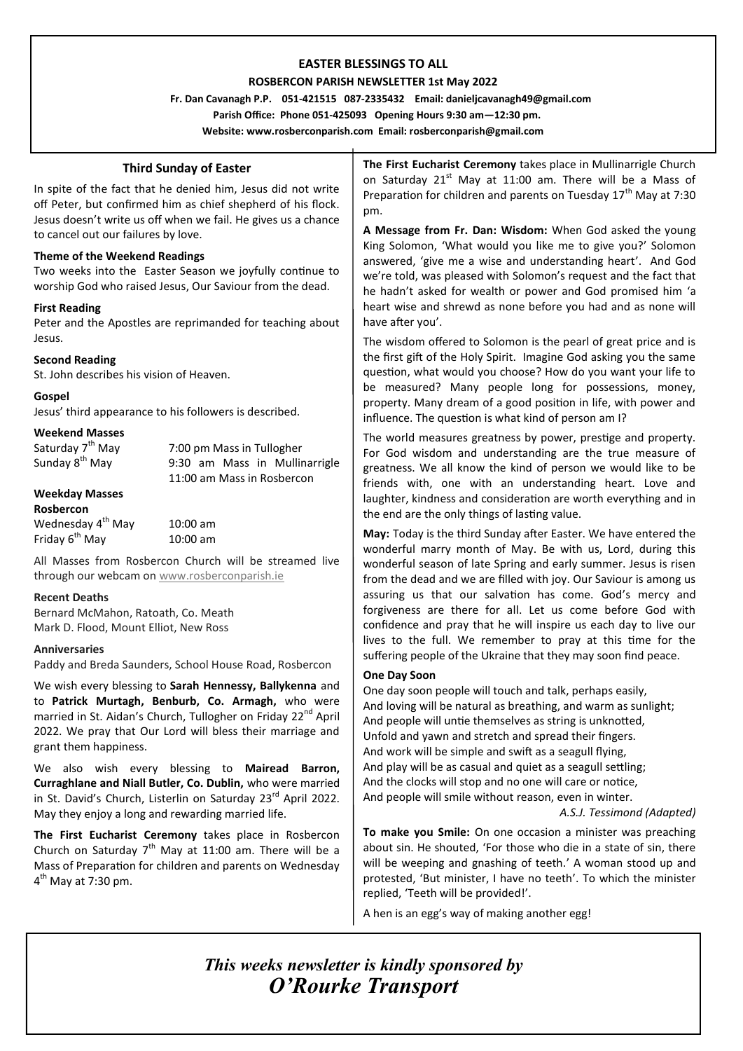**EASTER BLESSINGS TO ALL**

**ROSBERCON PARISH NEWSLETTER 1st May 2022**

**Fr. Dan Cavanagh P.P. 051-421515 087-2335432 Email: danieljcavanagh49@gmail.com**

**Parish Office: Phone 051-425093 Opening Hours 9:30 am—12:30 pm.**

**Website: www.rosberconparish.com Email: rosberconparish@gmail.com**

## Third Sunday of Easter

In spite of the fact that he denied him, Jesus did not write off Peter, but confirmed him as chief shepherd of his flock. Jesus doesn't write us off when we fail. He gives us a chance to cancel out our failures by love.

**Theme of the Weekend Readings**

Two weeks into the Easter Season we joyfully continue to worship God who raised Jesus, Our Saviour from the dead.

**First Reading**

Peter and the Apostles are reprimanded for teaching about Jesus.

**Second Reading**

St. John describes his vision of Heaven.

**Gospel**

Jesus' third appearance to his followers is described.

**Weekend Masses**

| | |
|---|---|
| Saturday 7th May | 7:00 pm Mass in Tullogher |
| Sunday 8th May | 9:30 am Mass in Mullinarrigle |
| | 11:00 am Mass in Rosbercon |

**Weekday Masses**

**Rosbercon**

| | |
|---|---|
| Wednesday 4th May | 10:00 am |
| Friday 6th May | 10:00 am |

All Masses from Rosbercon Church will be streamed live through our webcam on www.rosberconparish.ie

**Recent Deaths**

Bernard McMahon, Ratoath, Co. Meath

Mark D. Flood, Mount Elliot, New Ross

**Anniversaries**

Paddy and Breda Saunders, School House Road, Rosbercon

We wish every blessing to **Sarah Hennessy, Ballykenna** and to **Patrick Murtagh, Benburb, Co. Armagh,** who were married in St. Aidan's Church, Tullogher on Friday 22nd April 2022. We pray that Our Lord will bless their marriage and grant them happiness.

We also wish every blessing to **Mairead Barron, Curraghlane and Niall Butler, Co. Dublin,** who were married in St. David's Church, Listerlin on Saturday 23rd April 2022. May they enjoy a long and rewarding married life.

**The First Eucharist Ceremony** takes place in Rosbercon Church on Saturday 7th May at 11:00 am. There will be a Mass of Preparation for children and parents on Wednesday 4th May at 7:30 pm.

**The First Eucharist Ceremony** takes place in Mullinarrigle Church on Saturday 21st May at 11:00 am. There will be a Mass of Preparation for children and parents on Tuesday 17th May at 7:30 pm.

**A Message from Fr. Dan: Wisdom:** When God asked the young King Solomon, 'What would you like me to give you?' Solomon answered, 'give me a wise and understanding heart'. And God we're told, was pleased with Solomon's request and the fact that he hadn't asked for wealth or power and God promised him 'a heart wise and shrewd as none before you had and as none will have after you'.

The wisdom offered to Solomon is the pearl of great price and is the first gift of the Holy Spirit. Imagine God asking you the same question, what would you choose? How do you want your life to be measured? Many people long for possessions, money, property. Many dream of a good position in life, with power and influence. The question is what kind of person am I?

The world measures greatness by power, prestige and property. For God wisdom and understanding are the true measure of greatness. We all know the kind of person we would like to be friends with, one with an understanding heart. Love and laughter, kindness and consideration are worth everything and in the end are the only things of lasting value.

**May:** Today is the third Sunday after Easter. We have entered the wonderful marry month of May. Be with us, Lord, during this wonderful season of late Spring and early summer. Jesus is risen from the dead and we are filled with joy. Our Saviour is among us assuring us that our salvation has come. God's mercy and forgiveness are there for all. Let us come before God with confidence and pray that he will inspire us each day to live our lives to the full. We remember to pray at this time for the suffering people of the Ukraine that they may soon find peace.

**One Day Soon**

One day soon people will touch and talk, perhaps easily,
And loving will be natural as breathing, and warm as sunlight;
And people will untie themselves as string is unknotted,
Unfold and yawn and stretch and spread their fingers.
And work will be simple and swift as a seagull flying,
And play will be as casual and quiet as a seagull settling;
And the clocks will stop and no one will care or notice,
And people will smile without reason, even in winter.

*A.S.J. Tessimond (Adapted)*

**To make you Smile:** On one occasion a minister was preaching about sin. He shouted, 'For those who die in a state of sin, there will be weeping and gnashing of teeth.' A woman stood up and protested, 'But minister, I have no teeth'. To which the minister replied, 'Teeth will be provided!'.

A hen is an egg's way of making another egg!

***This weeks newsletter is kindly sponsored by O'Rourke Transport***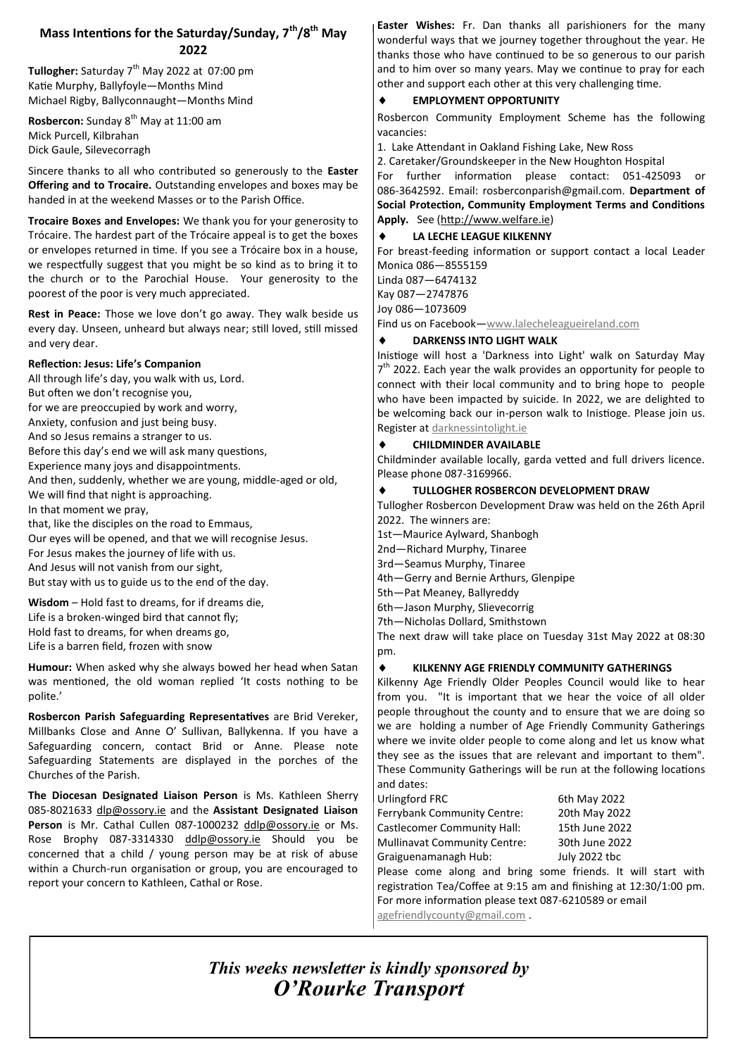## Mass Intentions for the Saturday/Sunday, 7th/8th May 2022

**Tullogher:** Saturday 7th May 2022 at 07:00 pm
Katie Murphy, Ballyfoyle—Months Mind
Michael Rigby, Ballyconnaught—Months Mind

**Rosbercon:** Sunday 8th May at 11:00 am
Mick Purcell, Kilbrahan
Dick Gaule, Silevecorragh

Sincere thanks to all who contributed so generously to the **Easter Offering and to Trocaire.** Outstanding envelopes and boxes may be handed in at the weekend Masses or to the Parish Office.

**Trocaire Boxes and Envelopes:** We thank you for your generosity to Trócaire. The hardest part of the Trócaire appeal is to get the boxes or envelopes returned in time. If you see a Trócaire box in a house, we respectfully suggest that you might be so kind as to bring it to the church or to the Parochial House. Your generosity to the poorest of the poor is very much appreciated.

**Rest in Peace:** Those we love don't go away. They walk beside us every day. Unseen, unheard but always near; still loved, still missed and very dear.

**Reflection: Jesus: Life's Companion**

All through life's day, you walk with us, Lord.
But often we don't recognise you,
for we are preoccupied by work and worry,
Anxiety, confusion and just being busy.
And so Jesus remains a stranger to us.
Before this day's end we will ask many questions,
Experience many joys and disappointments.
And then, suddenly, whether we are young, middle-aged or old,
We will find that night is approaching.
In that moment we pray,
that, like the disciples on the road to Emmaus,
Our eyes will be opened, and that we will recognise Jesus.
For Jesus makes the journey of life with us.
And Jesus will not vanish from our sight,
But stay with us to guide us to the end of the day.

**Wisdom** – Hold fast to dreams, for if dreams die,
Life is a broken-winged bird that cannot fly;
Hold fast to dreams, for when dreams go,
Life is a barren field, frozen with snow

**Humour:** When asked why she always bowed her head when Satan was mentioned, the old woman replied 'It costs nothing to be polite.'

**Rosbercon Parish Safeguarding Representatives** are Brid Vereker, Millbanks Close and Anne O' Sullivan, Ballykenna. If you have a Safeguarding concern, contact Brid or Anne. Please note Safeguarding Statements are displayed in the porches of the Churches of the Parish.

**The Diocesan Designated Liaison Person** is Ms. Kathleen Sherry 085-8021633 dlp@ossory.ie and the **Assistant Designated Liaison Person** is Mr. Cathal Cullen 087-1000232 ddlp@ossory.ie or Ms. Rose Brophy 087-3314330 ddlp@ossory.ie Should you be concerned that a child / young person may be at risk of abuse within a Church-run organisation or group, you are encouraged to report your concern to Kathleen, Cathal or Rose.

**Easter Wishes:** Fr. Dan thanks all parishioners for the many wonderful ways that we journey together throughout the year. He thanks those who have continued to be so generous to our parish and to him over so many years. May we continue to pray for each other and support each other at this very challenging time.

### ♦ EMPLOYMENT OPPORTUNITY

Rosbercon Community Employment Scheme has the following vacancies:

1. Lake Attendant in Oakland Fishing Lake, New Ross
2. Caretaker/Groundskeeper in the New Houghton Hospital

For further information please contact: 051-425093 or 086-3642592. Email: rosberconparish@gmail.com. **Department of Social Protection, Community Employment Terms and Conditions Apply.** See (http://www.welfare.ie)

### ♦ LA LECHE LEAGUE KILKENNY

For breast-feeding information or support contact a local Leader
Monica 086—8555159
Linda 087—6474132
Kay 087—2747876
Joy 086—1073609
Find us on Facebook—www.lalecheleagueireland.com

### ♦ DARKENSS INTO LIGHT WALK

Inistioge will host a 'Darkness into Light' walk on Saturday May 7th 2022. Each year the walk provides an opportunity for people to connect with their local community and to bring hope to people who have been impacted by suicide. In 2022, we are delighted to be welcoming back our in-person walk to Inistioge. Please join us. Register at darknessintolight.ie

### ♦ CHILDMINDER AVAILABLE

Childminder available locally, garda vetted and full drivers licence. Please phone 087-3169966.

### ♦ TULLOGHER ROSBERCON DEVELOPMENT DRAW

Tullogher Rosbercon Development Draw was held on the 26th April 2022. The winners are:

1st—Maurice Aylward, Shanbogh
2nd—Richard Murphy, Tinaree
3rd—Seamus Murphy, Tinaree
4th—Gerry and Bernie Arthurs, Glenpipe
5th—Pat Meaney, Ballyreddy
6th—Jason Murphy, Slievecorrig
7th—Nicholas Dollard, Smithstown

The next draw will take place on Tuesday 31st May 2022 at 08:30 pm.

### ♦ KILKENNY AGE FRIENDLY COMMUNITY GATHERINGS

Kilkenny Age Friendly Older Peoples Council would like to hear from you. "It is important that we hear the voice of all older people throughout the county and to ensure that we are doing so we are holding a number of Age Friendly Community Gatherings where we invite older people to come along and let us know what they see as the issues that are relevant and important to them". These Community Gatherings will be run at the following locations and dates:

| | |
|---|---|
| Urlingford FRC | 6th May 2022 |
| Ferrybank Community Centre: | 20th May 2022 |
| Castlecomer Community Hall: | 15th June 2022 |
| Mullinavat Community Centre: | 30th June 2022 |
| Graiguenamanagh Hub: | July 2022 tbc |

Please come along and bring some friends. It will start with registration Tea/Coffee at 9:15 am and finishing at 12:30/1:00 pm. For more information please text 087-6210589 or email agefriendlycounty@gmail.com .

*This weeks newsletter is kindly sponsored by*
***O'Rourke Transport***